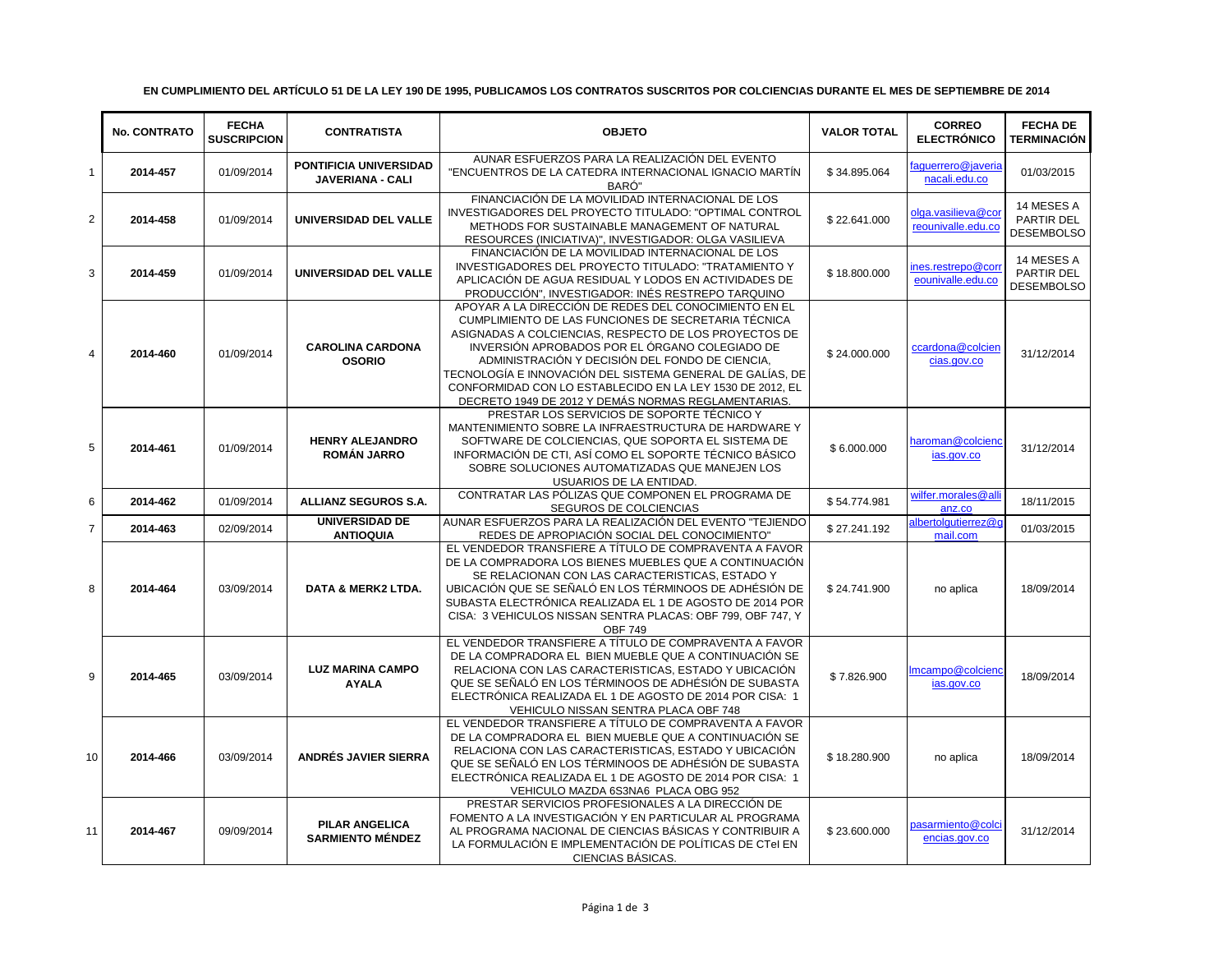**EN CUMPLIMIENTO DEL ARTÍCULO 51 DE LA LEY 190 DE 1995, PUBLICAMOS LOS CONTRATOS SUSCRITOS POR COLCIENCIAS DURANTE EL MES DE SEPTIEMBRE DE 2014**

| | No. CONTRATO | FECHA SUSCRIPCION | CONTRATISTA | OBJETO | VALOR TOTAL | CORREO ELECTRÓNICO | FECHA DE TERMINACIÓN |
|---|---|---|---|---|---|---|---|
| 1 | **2014-457** | 01/09/2014 | **PONTIFICIA UNIVERSIDAD JAVERIANA - CALI** | AUNAR ESFUERZOS PARA LA REALIZACIÓN DEL EVENTO "ENCUENTROS DE LA CATEDRA INTERNACIONAL IGNACIO MARTÍN BARÓ" | $ 34.895.064 | faguerrero@javerianacali.edu.co | 01/03/2015 |
| 2 | **2014-458** | 01/09/2014 | **UNIVERSIDAD DEL VALLE** | FINANCIACIÓN DE LA MOVILIDAD INTERNACIONAL DE LOS INVESTIGADORES DEL PROYECTO TITULADO: "OPTIMAL CONTROL METHODS FOR SUSTAINABLE MANAGEMENT OF NATURAL RESOURCES (INICIATIVA)", INVESTIGADOR: OLGA VASILIEVA | $ 22.641.000 | olga.vasilieva@correounivalle.edu.co | 14 MESES A PARTIR DEL DESEMBOLSO |
| 3 | **2014-459** | 01/09/2014 | **UNIVERSIDAD DEL VALLE** | FINANCIACIÓN DE LA MOVILIDAD INTERNACIONAL DE LOS INVESTIGADORES DEL PROYECTO TITULADO: "TRATAMIENTO Y APLICACIÓN DE AGUA RESIDUAL Y LODOS EN ACTIVIDADES DE PRODUCCIÓN", INVESTIGADOR: INÉS RESTREPO TARQUINO | $ 18.800.000 | ines.restrepo@correounivalle.edu.co | 14 MESES A PARTIR DEL DESEMBOLSO |
| 4 | **2014-460** | 01/09/2014 | **CAROLINA CARDONA OSORIO** | APOYAR A LA DIRECCIÓN DE REDES DEL CONOCIMIENTO EN EL CUMPLIMIENTO DE LAS FUNCIONES DE SECRETARIA TÉCNICA ASIGNADAS A COLCIENCIAS, RESPECTO DE LOS PROYECTOS DE INVERSIÓN APROBADOS POR EL ÓRGANO COLEGIADO DE ADMINISTRACIÓN Y DECISIÓN DEL FONDO DE CIENCIA, TECNOLOGÍA E INNOVACIÓN DEL SISTEMA GENERAL DE GALÍAS, DE CONFORMIDAD CON LO ESTABLECIDO EN LA LEY 1530 DE 2012, EL DECRETO 1949 DE 2012 Y DEMÁS NORMAS REGLAMENTARIAS. | $ 24.000.000 | ccardona@colciencias.gov.co | 31/12/2014 |
| 5 | **2014-461** | 01/09/2014 | **HENRY ALEJANDRO ROMÁN JARRO** | PRESTAR LOS SERVICIOS DE SOPORTE TÉCNICO Y MANTENIMIENTO SOBRE LA INFRAESTRUCTURA DE HARDWARE Y SOFTWARE DE COLCIENCIAS, QUE SOPORTA EL SISTEMA DE INFORMACIÓN DE CTI, ASÍ COMO EL SOPORTE TÉCNICO BÁSICO SOBRE SOLUCIONES AUTOMATIZADAS QUE MANEJEN LOS USUARIOS DE LA ENTIDAD. | $ 6.000.000 | haroman@colciencias.gov.co | 31/12/2014 |
| 6 | **2014-462** | 01/09/2014 | **ALLIANZ SEGUROS S.A.** | CONTRATAR LAS PÓLIZAS QUE COMPONEN EL PROGRAMA DE SEGUROS DE COLCIENCIAS | $ 54.774.981 | wilfer.morales@allianz.co | 18/11/2015 |
| 7 | **2014-463** | 02/09/2014 | **UNIVERSIDAD DE ANTIOQUIA** | AUNAR ESFUERZOS PARA LA REALIZACIÓN DEL EVENTO "TEJIENDO REDES DE APROPIACIÓN SOCIAL DEL CONOCIMIENTO" | $ 27.241.192 | albertolgutierrez@gmail.com | 01/03/2015 |
| 8 | **2014-464** | 03/09/2014 | **DATA & MERK2 LTDA.** | EL VENDEDOR TRANSFIERE A TÍTULO DE COMPRAVENTA A FAVOR DE LA COMPRADORA LOS BIENES MUEBLES QUE A CONTINUACIÓN SE RELACIONAN CON LAS CARACTERISTICAS, ESTADO Y UBICACIÓN QUE SE SEÑALÓ EN LOS TÉRMINOOS DE ADHESIÓN DE SUBASTA ELECTRÓNICA REALIZADA EL 1 DE AGOSTO DE 2014 POR CISA: 3 VEHICULOS NISSAN SENTRA PLACAS: OBF 799, OBF 747, Y OBF 749 | $ 24.741.900 | no aplica | 18/09/2014 |
| 9 | **2014-465** | 03/09/2014 | **LUZ MARINA CAMPO AYALA** | EL VENDEDOR TRANSFIERE A TÍTULO DE COMPRAVENTA A FAVOR DE LA COMPRADORA EL BIEN MUEBLE QUE A CONTINUACIÓN SE RELACIONA CON LAS CARACTERISTICAS, ESTADO Y UBICACIÓN QUE SE SEÑALÓ EN LOS TÉRMINOOS DE ADHESIÓN DE SUBASTA ELECTRÓNICA REALIZADA EL 1 DE AGOSTO DE 2014 POR CISA: 1 VEHICULO NISSAN SENTRA PLACA OBF 748 | $ 7.826.900 | lmcampo@colciencias.gov.co | 18/09/2014 |
| 10 | **2014-466** | 03/09/2014 | **ANDRÉS JAVIER SIERRA** | EL VENDEDOR TRANSFIERE A TÍTULO DE COMPRAVENTA A FAVOR DE LA COMPRADORA EL BIEN MUEBLE QUE A CONTINUACIÓN SE RELACIONA CON LAS CARACTERISTICAS, ESTADO Y UBICACIÓN QUE SE SEÑALÓ EN LOS TÉRMINOOS DE ADHESIÓN DE SUBASTA ELECTRÓNICA REALIZADA EL 1 DE AGOSTO DE 2014 POR CISA: 1 VEHICULO MAZDA 6S3NA6 PLACA OBG 952 | $ 18.280.900 | no aplica | 18/09/2014 |
| 11 | **2014-467** | 09/09/2014 | **PILAR ANGELICA SARMIENTO MÉNDEZ** | PRESTAR SERVICIOS PROFESIONALES A LA DIRECCIÓN DE FOMENTO A LA INVESTIGACIÓN Y EN PARTICULAR AL PROGRAMA AL PROGRAMA NACIONAL DE CIENCIAS BÁSICAS Y CONTRIBUIR A LA FORMULACIÓN E IMPLEMENTACIÓN DE POLÍTICAS DE CTeI EN CIENCIAS BÁSICAS. | $ 23.600.000 | pasarmiento@colciencias.gov.co | 31/12/2014 |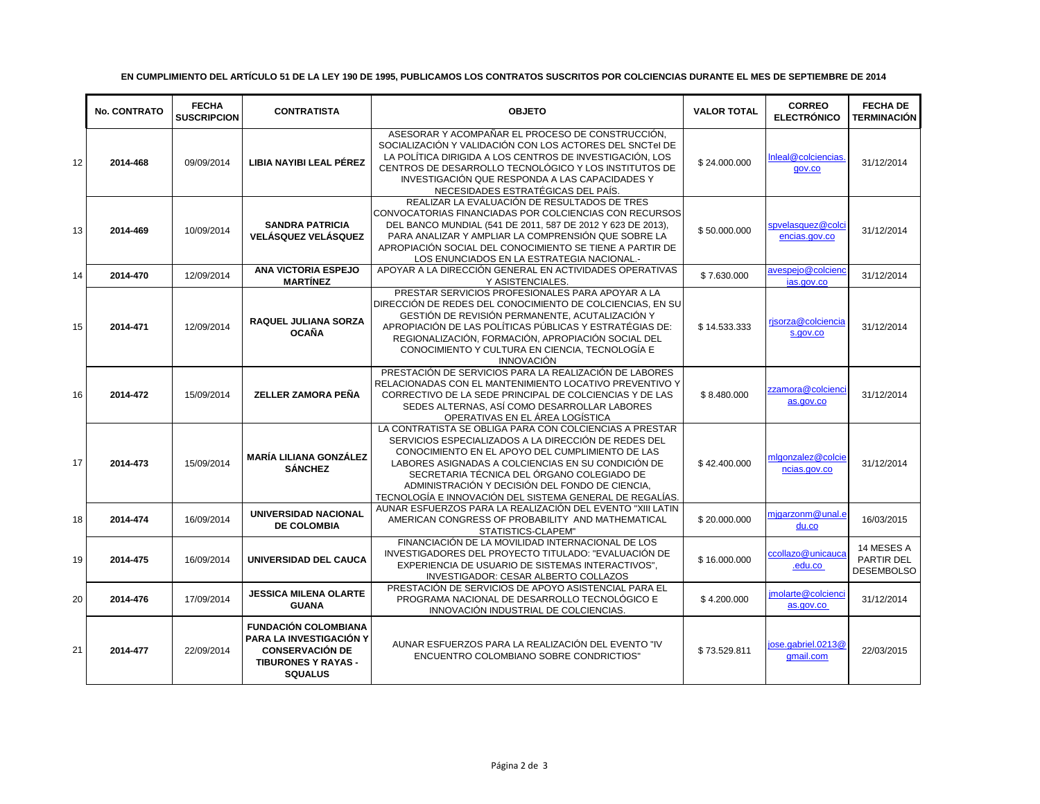**EN CUMPLIMIENTO DEL ARTÍCULO 51 DE LA LEY 190 DE 1995, PUBLICAMOS LOS CONTRATOS SUSCRITOS POR COLCIENCIAS DURANTE EL MES DE SEPTIEMBRE DE 2014**

| | No. CONTRATO | FECHA SUSCRIPCION | CONTRATISTA | OBJETO | VALOR TOTAL | CORREO ELECTRÓNICO | FECHA DE TERMINACIÓN |
|---|---|---|---|---|---|---|---|
| 12 | **2014-468** | 09/09/2014 | **LIBIA NAYIBI LEAL PÉREZ** | ASESORAR Y ACOMPAÑAR EL PROCESO DE CONSTRUCCIÓN, SOCIALIZACIÓN Y VALIDACIÓN CON LOS ACTORES DEL SNCTeI DE LA POLÍTICA DIRIGIDA A LOS CENTROS DE INVESTIGACIÓN, LOS CENTROS DE DESARROLLO TECNOLÓGICO Y LOS INSTITUTOS DE INVESTIGACIÓN QUE RESPONDA A LAS CAPACIDADES Y NECESIDADES ESTRATÉGICAS DEL PAÍS. | $ 24.000.000 | lnleal@colciencias.gov.co | 31/12/2014 |
| 13 | **2014-469** | 10/09/2014 | **SANDRA PATRICIA VELÁSQUEZ VELÁSQUEZ** | REALIZAR LA EVALUACIÓN DE RESULTADOS DE TRES CONVOCATORIAS FINANCIADAS POR COLCIENCIAS CON RECURSOS DEL BANCO MUNDIAL (541 DE 2011, 587 DE 2012 Y 623 DE 2013), PARA ANALIZAR Y AMPLIAR LA COMPRENSIÓN QUE SOBRE LA APROPIACIÓN SOCIAL DEL CONOCIMIENTO SE TIENE A PARTIR DE LOS ENUNCIADOS EN LA ESTRATEGIA NACIONAL.- | $ 50.000.000 | spvelasquez@colciencias.gov.co | 31/12/2014 |
| 14 | **2014-470** | 12/09/2014 | **ANA VICTORIA ESPEJO MARTÍNEZ** | APOYAR A LA DIRECCIÓN GENERAL EN ACTIVIDADES OPERATIVAS Y ASISTENCIALES. | $ 7.630.000 | avespejo@colciencias.gov.co | 31/12/2014 |
| 15 | **2014-471** | 12/09/2014 | **RAQUEL JULIANA SORZA OCAÑA** | PRESTAR SERVICIOS PROFESIONALES PARA APOYAR A LA DIRECCIÓN DE REDES DEL CONOCIMIENTO DE COLCIENCIAS, EN SU GESTIÓN DE REVISIÓN PERMANENTE, ACUTALIZACIÓN Y APROPIACIÓN DE LAS POLÍTICAS PÚBLICAS Y ESTRATÉGIAS DE: REGIONALIZACIÓN, FORMACIÓN, APROPIACIÓN SOCIAL DEL CONOCIMIENTO Y CULTURA EN CIENCIA, TECNOLOGÍA E INNOVACIÓN | $ 14.533.333 | rjsorza@colciencias.gov.co | 31/12/2014 |
| 16 | **2014-472** | 15/09/2014 | **ZELLER ZAMORA PEÑA** | PRESTACIÓN DE SERVICIOS PARA LA REALIZACIÓN DE LABORES RELACIONADAS CON EL MANTENIMIENTO LOCATIVO PREVENTIVO Y CORRECTIVO DE LA SEDE PRINCIPAL DE COLCIENCIAS Y DE LAS SEDES ALTERNAS, ASÍ COMO DESARROLLAR LABORES OPERATIVAS EN EL ÁREA LOGÍSTICA | $ 8.480.000 | zzamora@colciencias.gov.co | 31/12/2014 |
| 17 | **2014-473** | 15/09/2014 | **MARÍA LILIANA GONZÁLEZ SÁNCHEZ** | LA CONTRATISTA SE OBLIGA PARA CON COLCIENCIAS A PRESTAR SERVICIOS ESPECIALIZADOS A LA DIRECCIÓN DE REDES DEL CONOCIMIENTO EN EL APOYO DEL CUMPLIMIENTO DE LAS LABORES ASIGNADAS A COLCIENCIAS EN SU CONDICIÓN DE SECRETARIA TÉCNICA DEL ÓRGANO COLEGIADO DE ADMINISTRACIÓN Y DECISIÓN DEL FONDO DE CIENCIA, TECNOLOGÍA E INNOVACIÓN DEL SISTEMA GENERAL DE REGALÍAS. | $ 42.400.000 | mlgonzalez@colciencias.gov.co | 31/12/2014 |
| 18 | **2014-474** | 16/09/2014 | **UNIVERSIDAD NACIONAL DE COLOMBIA** | AUNAR ESFUERZOS PARA LA REALIZACIÓN DEL EVENTO "XIII LATIN AMERICAN CONGRESS OF PROBABILITY AND MATHEMATICAL STATISTICS-CLAPEM" | $ 20.000.000 | mjgarzonm@unal.edu.co | 16/03/2015 |
| 19 | **2014-475** | 16/09/2014 | **UNIVERSIDAD DEL CAUCA** | FINANCIACIÓN DE LA MOVILIDAD INTERNACIONAL DE LOS INVESTIGADORES DEL PROYECTO TITULADO: "EVALUACIÓN DE EXPERIENCIA DE USUARIO DE SISTEMAS INTERACTIVOS", INVESTIGADOR: CESAR ALBERTO COLLAZOS | $ 16.000.000 | ccollazo@unicauca.edu.co | 14 MESES A PARTIR DEL DESEMBOLSO |
| 20 | **2014-476** | 17/09/2014 | **JESSICA MILENA OLARTE GUANA** | PRESTACIÓN DE SERVICIOS DE APOYO ASISTENCIAL PARA EL PROGRAMA NACIONAL DE DESARROLLO TECNOLÓGICO E INNOVACIÓN INDUSTRIAL DE COLCIENCIAS. | $ 4.200.000 | jmolarte@colciencias.gov.co | 31/12/2014 |
| 21 | **2014-477** | 22/09/2014 | **FUNDACIÓN COLOMBIANA PARA LA INVESTIGACIÓN Y CONSERVACIÓN DE TIBURONES Y RAYAS - SQUALUS** | AUNAR ESFUERZOS PARA LA REALIZACIÓN DEL EVENTO "IV ENCUENTRO COLOMBIANO SOBRE CONDRICTIOS" | $ 73.529.811 | jose.gabriel.0213@gmail.com | 22/03/2015 |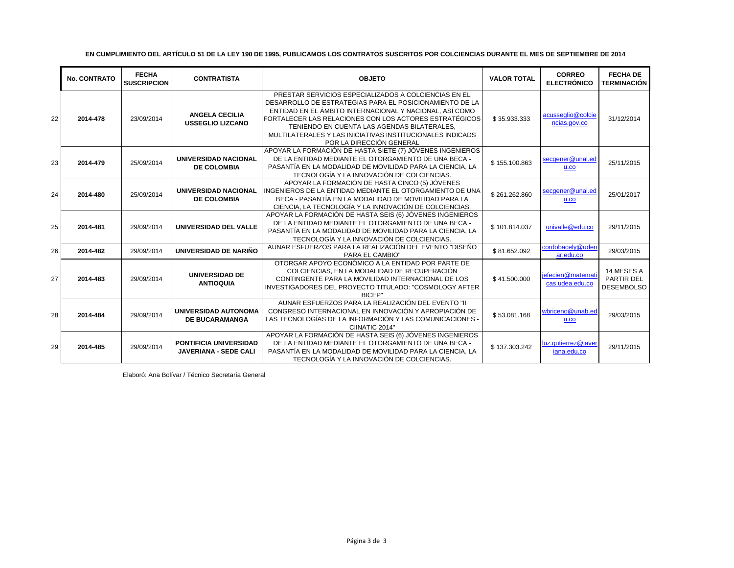**EN CUMPLIMIENTO DEL ARTÍCULO 51 DE LA LEY 190 DE 1995, PUBLICAMOS LOS CONTRATOS SUSCRITOS POR COLCIENCIAS DURANTE EL MES DE SEPTIEMBRE DE 2014**

| | No. CONTRATO | FECHA SUSCRIPCION | CONTRATISTA | OBJETO | VALOR TOTAL | CORREO ELECTRÓNICO | FECHA DE TERMINACIÓN |
|---|---|---|---|---|---|---|---|
| 22 | **2014-478** | 23/09/2014 | **ANGELA CECILIA USSEGLIO LIZCANO** | PRESTAR SERVICIOS ESPECIALIZADOS A COLCIENCIAS EN EL DESARROLLO DE ESTRATEGIAS PARA EL POSICIONAMIENTO DE LA ENTIDAD EN EL ÁMBITO INTERNACIONAL Y NACIONAL, ASÍ COMO FORTALECER LAS RELACIONES CON LOS ACTORES ESTRATÉGICOS TENIENDO EN CUENTA LAS AGENDAS BILATERALES, MULTILATERALES Y LAS INICIATIVAS INSTITUCIONALES INDICADS POR LA DIRECCIÓN GENERAL | $ 35.933.333 | acusseglio@colciencias.gov.co | 31/12/2014 |
| 23 | **2014-479** | 25/09/2014 | **UNIVERSIDAD NACIONAL DE COLOMBIA** | APOYAR LA FORMACIÓN DE HASTA SIETE (7) JÓVENES INGENIEROS DE LA ENTIDAD MEDIANTE EL OTORGAMIENTO DE UNA BECA - PASANTÍA EN LA MODALIDAD DE MOVILIDAD PARA LA CIENCIA, LA TECNOLOGÍA Y LA INNOVACIÓN DE COLCIENCIAS. | $ 155.100.863 | secgener@unal.edu.co | 25/11/2015 |
| 24 | **2014-480** | 25/09/2014 | **UNIVERSIDAD NACIONAL DE COLOMBIA** | APOYAR LA FORMACIÓN DE HASTA CINCO (5) JÓVENES INGENIEROS DE LA ENTIDAD MEDIANTE EL OTORGAMIENTO DE UNA BECA - PASANTÍA EN LA MODALIDAD DE MOVILIDAD PARA LA CIENCIA, LA TECNOLOGÍA Y LA INNOVACIÓN DE COLCIENCIAS. | $ 261.262.860 | secgener@unal.edu.co | 25/01/2017 |
| 25 | **2014-481** | 29/09/2014 | **UNIVERSIDAD DEL VALLE** | APOYAR LA FORMACIÓN DE HASTA SEIS (6) JÓVENES INGENIEROS DE LA ENTIDAD MEDIANTE EL OTORGAMIENTO DE UNA BECA - PASANTÍA EN LA MODALIDAD DE MOVILIDAD PARA LA CIENCIA, LA TECNOLOGÍA Y LA INNOVACIÓN DE COLCIENCIAS. | $ 101.814.037 | univalle@edu.co | 29/11/2015 |
| 26 | **2014-482** | 29/09/2014 | **UNIVERSIDAD DE NARIÑO** | AUNAR ESFUERZOS PARA LA REALIZACIÓN DEL EVENTO "DISEÑO PARA EL CAMBIO" | $ 81.652.092 | cordobacely@udenar.edu.co | 29/03/2015 |
| 27 | **2014-483** | 29/09/2014 | **UNIVERSIDAD DE ANTIOQUIA** | OTORGAR APOYO ECONÓMICO A LA ENTIDAD POR PARTE DE COLCIENCIAS, EN LA MODALIDAD DE RECUPERACIÓN CONTINGENTE PARA LA MOVILIDAD INTERNACIONAL DE LOS INVESTIGADORES DEL PROYECTO TITULADO: "COSMOLOGY AFTER BICEP" | $ 41.500.000 | jefecien@matematicas.udea.edu.co | 14 MESES A PARTIR DEL DESEMBOLSO |
| 28 | **2014-484** | 29/09/2014 | **UNIVERSIDAD AUTONOMA DE BUCARAMANGA** | AUNAR ESFUERZOS PARA LA REALIZACIÓN DEL EVENTO "II CONGRESO INTERNACIONAL EN INNOVACIÓN Y APROPIACIÓN DE LAS TECNOLOGÍAS DE LA INFORMACIÓN Y LAS COMUNICACIONES - CIINATIC 2014" | $ 53.081.168 | wbriceno@unab.edu.co | 29/03/2015 |
| 29 | **2014-485** | 29/09/2014 | **PONTIFICIA UNIVERSIDAD JAVERIANA - SEDE CALI** | APOYAR LA FORMACIÓN DE HASTA SEIS (6) JÓVENES INGENIEROS DE LA ENTIDAD MEDIANTE EL OTORGAMIENTO DE UNA BECA - PASANTÍA EN LA MODALIDAD DE MOVILIDAD PARA LA CIENCIA, LA TECNOLOGÍA Y LA INNOVACIÓN DE COLCIENCIAS. | $ 137.303.242 | luz.gutierrez@javeriana.edu.co | 29/11/2015 |

Elaboró: Ana Bolívar / Técnico Secretaría General